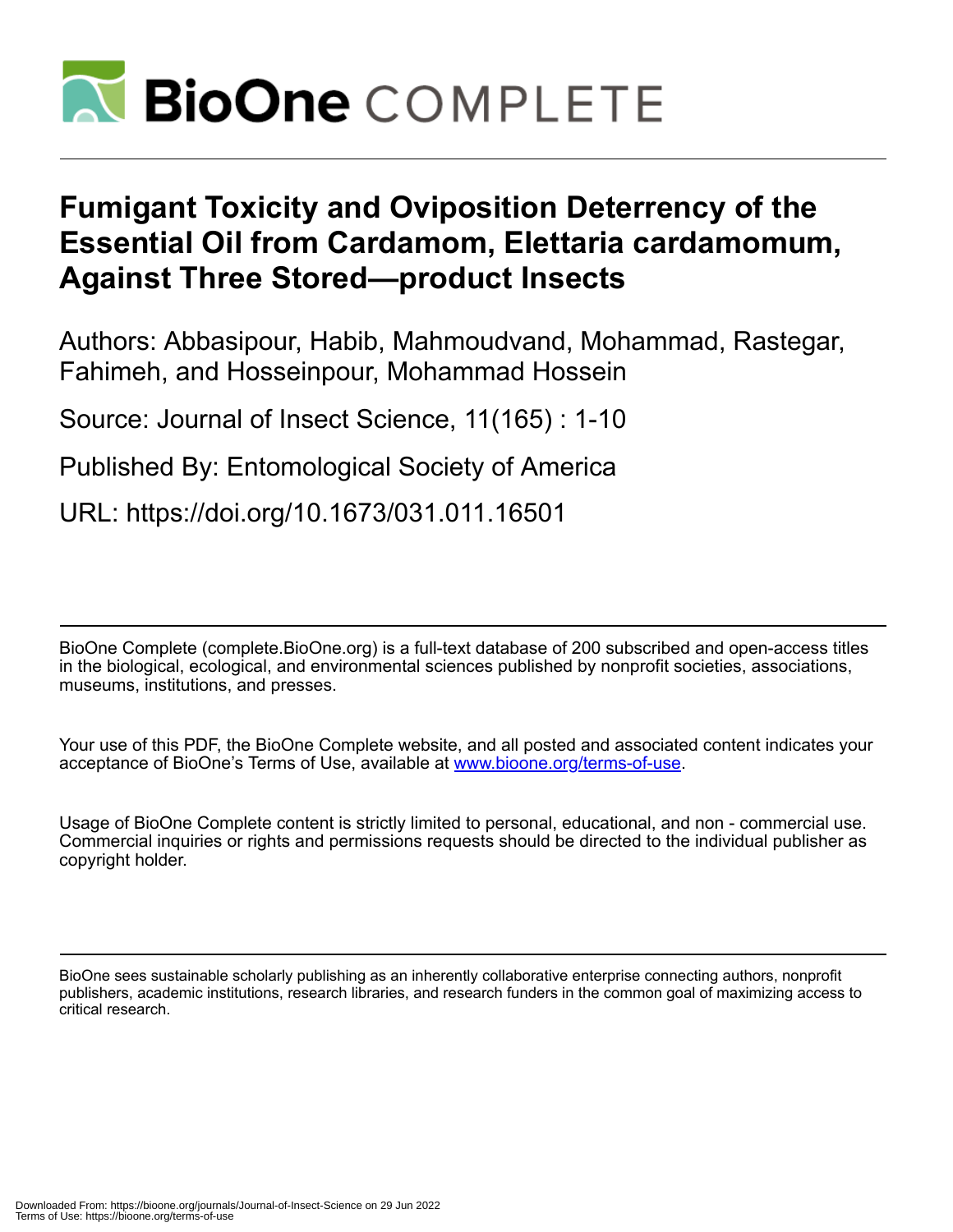# Fumigant Toxicity and Oviposition Deterrency of the Essential Oil from Cardamom, Elettaria cardamomum, Against Three Stored—product Insects

Authors: Abbasipour, Habib, Mahmoudvand, Mohammad, Rastegar, Fahimeh, and Hosseinpour, Mohammad Hossein

Source: Journal of Insect Science, 11(165) : 1-10

Published By: Entomological Society of America

URL: https://doi.org/10.1673/031.011.16501

---

BioOne Complete (complete.BioOne.org) is a full-text database of 200 subscribed and open-access titles in the biological, ecological, and environmental sciences published by nonprofit societies, associations, museums, institutions, and presses.

Your use of this PDF, the BioOne Complete website, and all posted and associated content indicates your acceptance of BioOne's Terms of Use, available at www.bioone.org/terms-of-use.

Usage of BioOne Complete content is strictly limited to personal, educational, and non - commercial use. Commercial inquiries or rights and permissions requests should be directed to the individual publisher as copyright holder.

---

BioOne sees sustainable scholarly publishing as an inherently collaborative enterprise connecting authors, nonprofit publishers, academic institutions, research libraries, and research funders in the common goal of maximizing access to critical research.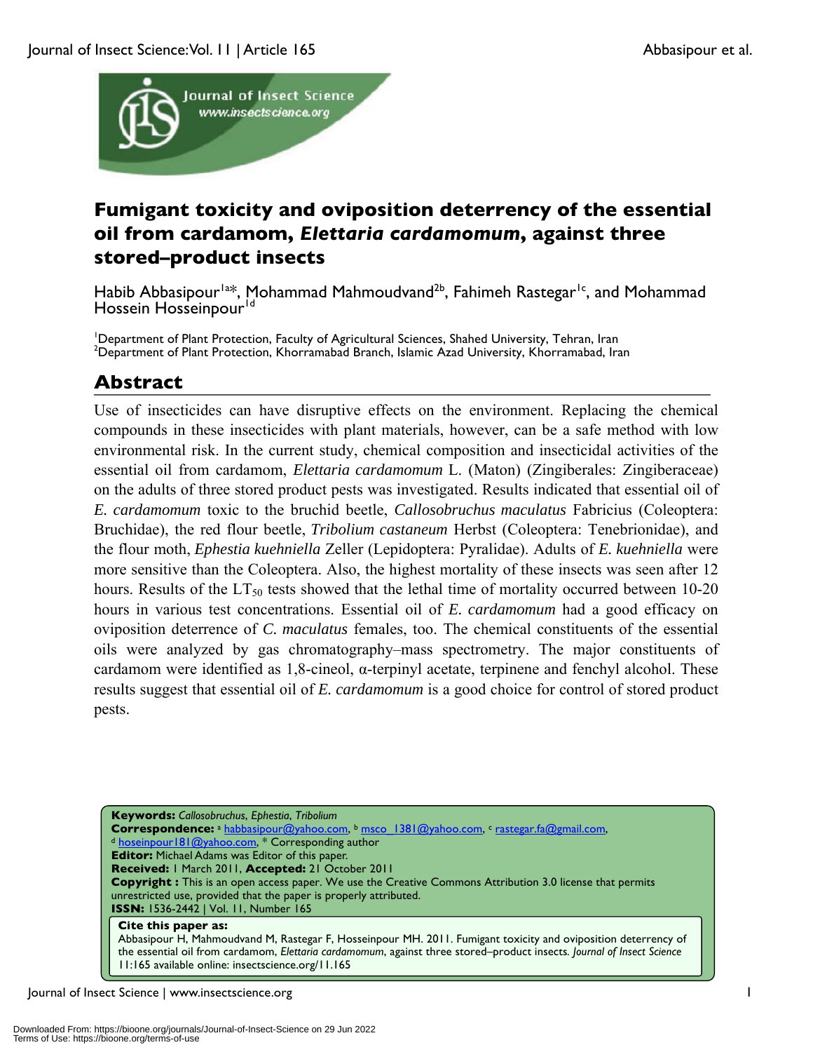# Fumigant toxicity and oviposition deterrency of the essential oil from cardamom, *Elettaria cardamomum*, against three stored–product insects

Habib Abbasipour[1a*], Mohammad Mahmoudvand[2b], Fahimeh Rastegar[1c], and Mohammad Hossein Hosseinpour[1d]

[1]Department of Plant Protection, Faculty of Agricultural Sciences, Shahed University, Tehran, Iran
[2]Department of Plant Protection, Khorramabad Branch, Islamic Azad University, Khorramabad, Iran

## Abstract

Use of insecticides can have disruptive effects on the environment. Replacing the chemical compounds in these insecticides with plant materials, however, can be a safe method with low environmental risk. In the current study, chemical composition and insecticidal activities of the essential oil from cardamom, *Elettaria cardamomum* L. (Maton) (Zingiberales: Zingiberaceae) on the adults of three stored product pests was investigated. Results indicated that essential oil of *E. cardamomum* toxic to the bruchid beetle, *Callosobruchus maculatus* Fabricius (Coleoptera: Bruchidae), the red flour beetle, *Tribolium castaneum* Herbst (Coleoptera: Tenebrionidae), and the flour moth, *Ephestia kuehniella* Zeller (Lepidoptera: Pyralidae). Adults of *E. kuehniella* were more sensitive than the Coleoptera. Also, the highest mortality of these insects was seen after 12 hours. Results of the $LT_{50}$ tests showed that the lethal time of mortality occurred between 10-20 hours in various test concentrations. Essential oil of *E. cardamomum* had a good efficacy on oviposition deterrence of *C. maculatus* females, too. The chemical constituents of the essential oils were analyzed by gas chromatography–mass spectrometry. The major constituents of cardamom were identified as 1,8-cineol, α-terpinyl acetate, terpinene and fenchyl alcohol. These results suggest that essential oil of *E. cardamomum* is a good choice for control of stored product pests.

**Keywords:** *Callosobruchus*, *Ephestia*, *Tribolium*
**Correspondence:** [a] habbasipour@yahoo.com, [b] msco_1381@yahoo.com, [c] rastegar.fa@gmail.com, [d] hoseinpour181@yahoo.com, * Corresponding author
**Editor:** Michael Adams was Editor of this paper.
**Received:** 1 March 2011, **Accepted:** 21 October 2011
**Copyright :** This is an open access paper. We use the Creative Commons Attribution 3.0 license that permits unrestricted use, provided that the paper is properly attributed.
**ISSN:** 1536-2442 | Vol. 11, Number 165

**Cite this paper as:**
Abbasipour H, Mahmoudvand M, Rastegar F, Hosseinpour MH. 2011. Fumigant toxicity and oviposition deterrency of the essential oil from cardamom, *Elettaria cardamomum*, against three stored–product insects. *Journal of Insect Science* 11:165 available online: insectscience.org/11.165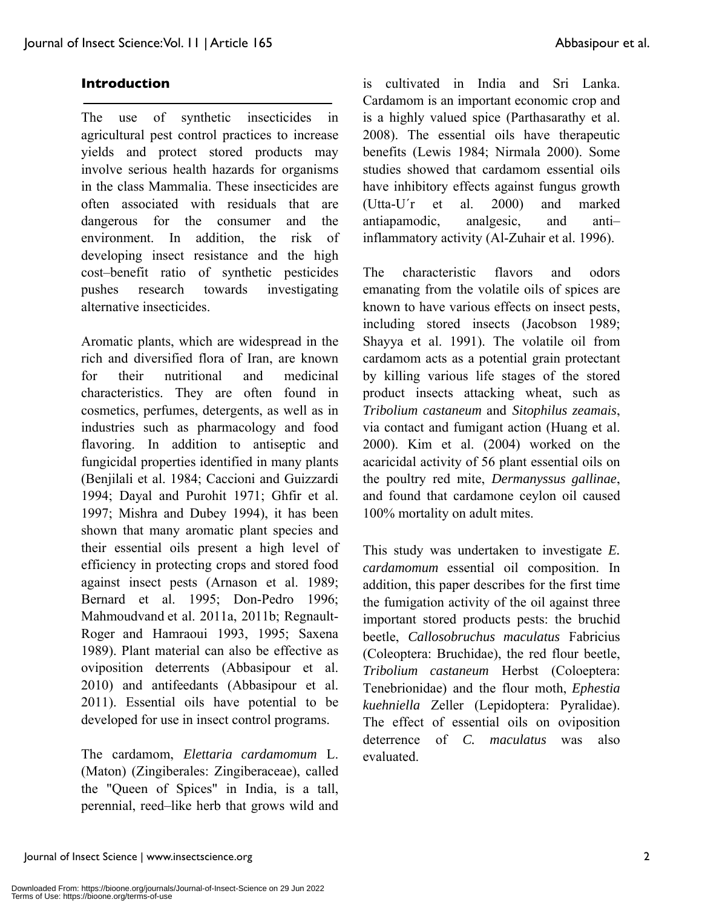## Introduction

The use of synthetic insecticides in agricultural pest control practices to increase yields and protect stored products may involve serious health hazards for organisms in the class Mammalia. These insecticides are often associated with residuals that are dangerous for the consumer and the environment. In addition, the risk of developing insect resistance and the high cost–benefit ratio of synthetic pesticides pushes research towards investigating alternative insecticides.

Aromatic plants, which are widespread in the rich and diversified flora of Iran, are known for their nutritional and medicinal characteristics. They are often found in cosmetics, perfumes, detergents, as well as in industries such as pharmacology and food flavoring. In addition to antiseptic and fungicidal properties identified in many plants (Benjilali et al. 1984; Caccioni and Guizzardi 1994; Dayal and Purohit 1971; Ghfir et al. 1997; Mishra and Dubey 1994), it has been shown that many aromatic plant species and their essential oils present a high level of efficiency in protecting crops and stored food against insect pests (Arnason et al. 1989; Bernard et al. 1995; Don-Pedro 1996; Mahmoudvand et al. 2011a, 2011b; Regnault-Roger and Hamraoui 1993, 1995; Saxena 1989). Plant material can also be effective as oviposition deterrents (Abbasipour et al. 2010) and antifeedants (Abbasipour et al. 2011). Essential oils have potential to be developed for use in insect control programs.

The cardamom, *Elettaria cardamomum* L. (Maton) (Zingiberales: Zingiberaceae), called the "Queen of Spices" in India, is a tall, perennial, reed–like herb that grows wild and is cultivated in India and Sri Lanka. Cardamom is an important economic crop and is a highly valued spice (Parthasarathy et al. 2008). The essential oils have therapeutic benefits (Lewis 1984; Nirmala 2000). Some studies showed that cardamom essential oils have inhibitory effects against fungus growth (Utta-U´r et al. 2000) and marked antiapamodic, analgesic, and anti–inflammatory activity (Al-Zuhair et al. 1996).

The characteristic flavors and odors emanating from the volatile oils of spices are known to have various effects on insect pests, including stored insects (Jacobson 1989; Shayya et al. 1991). The volatile oil from cardamom acts as a potential grain protectant by killing various life stages of the stored product insects attacking wheat, such as *Tribolium castaneum* and *Sitophilus zeamais*, via contact and fumigant action (Huang et al. 2000). Kim et al. (2004) worked on the acaricidal activity of 56 plant essential oils on the poultry red mite, *Dermanyssus gallinae*, and found that cardamone ceylon oil caused 100% mortality on adult mites.

This study was undertaken to investigate *E. cardamomum* essential oil composition. In addition, this paper describes for the first time the fumigation activity of the oil against three important stored products pests: the bruchid beetle, *Callosobruchus maculatus* Fabricius (Coleoptera: Bruchidae), the red flour beetle, *Tribolium castaneum* Herbst (Coloeptera: Tenebrionidae) and the flour moth, *Ephestia kuehniella* Zeller (Lepidoptera: Pyralidae). The effect of essential oils on oviposition deterrence of *C. maculatus* was also evaluated.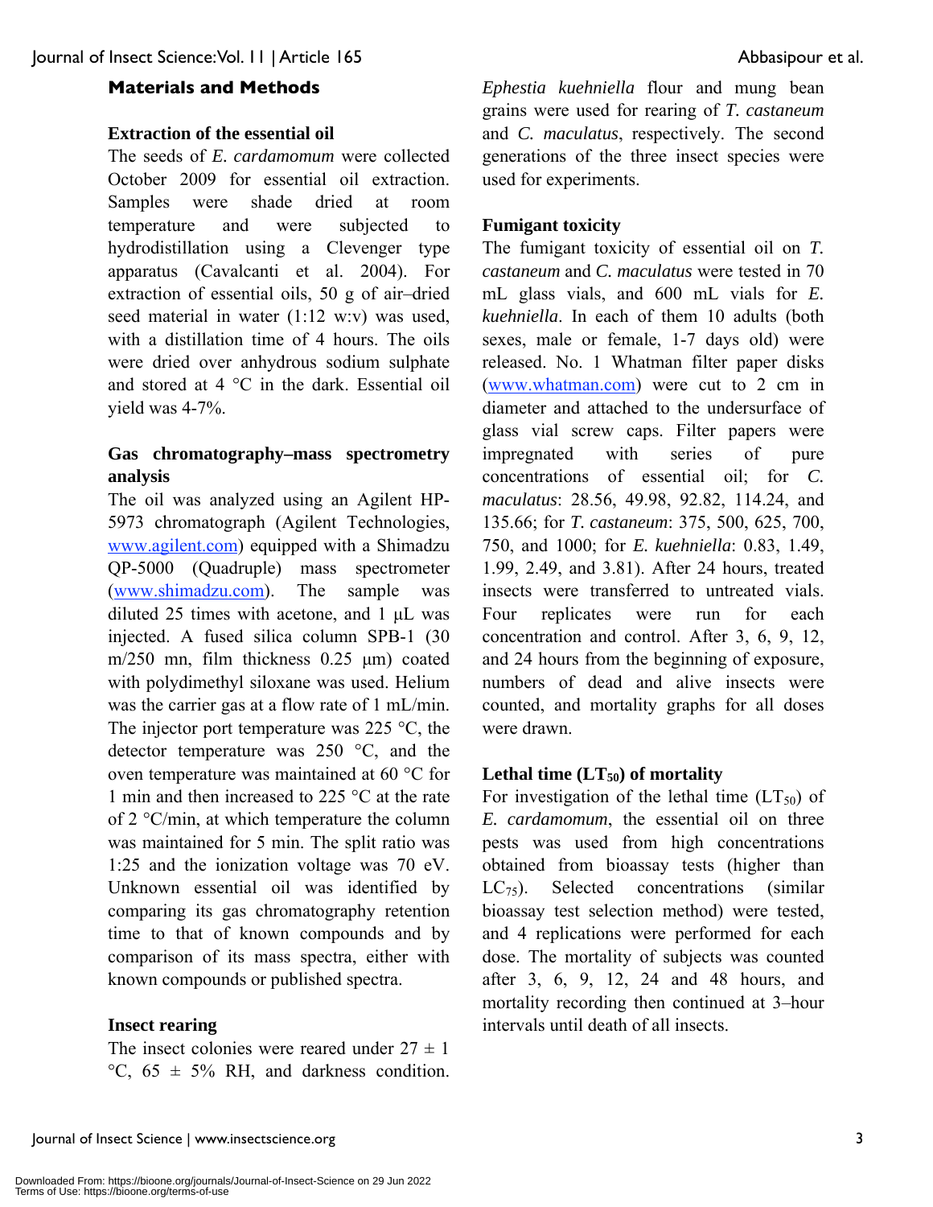## Materials and Methods

### Extraction of the essential oil

The seeds of *E. cardamomum* were collected October 2009 for essential oil extraction. Samples were shade dried at room temperature and were subjected to hydrodistillation using a Clevenger type apparatus (Cavalcanti et al. 2004). For extraction of essential oils, 50 g of air–dried seed material in water (1:12 w:v) was used, with a distillation time of 4 hours. The oils were dried over anhydrous sodium sulphate and stored at 4 °C in the dark. Essential oil yield was 4-7%.

### Gas chromatography–mass spectrometry analysis

The oil was analyzed using an Agilent HP-5973 chromatograph (Agilent Technologies, www.agilent.com) equipped with a Shimadzu QP-5000 (Quadruple) mass spectrometer (www.shimadzu.com). The sample was diluted 25 times with acetone, and 1 µL was injected. A fused silica column SPB-1 (30 m/250 mn, film thickness 0.25 µm) coated with polydimethyl siloxane was used. Helium was the carrier gas at a flow rate of 1 mL/min. The injector port temperature was 225 °C, the detector temperature was 250 °C, and the oven temperature was maintained at 60 °C for 1 min and then increased to 225 °C at the rate of 2 °C/min, at which temperature the column was maintained for 5 min. The split ratio was 1:25 and the ionization voltage was 70 eV. Unknown essential oil was identified by comparing its gas chromatography retention time to that of known compounds and by comparison of its mass spectra, either with known compounds or published spectra.

### Insect rearing

The insect colonies were reared under 27 ± 1 °C, 65 ± 5% RH, and darkness condition. *Ephestia kuehniella* flour and mung bean grains were used for rearing of *T. castaneum* and *C. maculatus*, respectively. The second generations of the three insect species were used for experiments.

### Fumigant toxicity

The fumigant toxicity of essential oil on *T. castaneum* and *C. maculatus* were tested in 70 mL glass vials, and 600 mL vials for *E. kuehniella*. In each of them 10 adults (both sexes, male or female, 1-7 days old) were released. No. 1 Whatman filter paper disks (www.whatman.com) were cut to 2 cm in diameter and attached to the undersurface of glass vial screw caps. Filter papers were impregnated with series of pure concentrations of essential oil; for *C. maculatus*: 28.56, 49.98, 92.82, 114.24, and 135.66; for *T. castaneum*: 375, 500, 625, 700, 750, and 1000; for *E. kuehniella*: 0.83, 1.49, 1.99, 2.49, and 3.81). After 24 hours, treated insects were transferred to untreated vials. Four replicates were run for each concentration and control. After 3, 6, 9, 12, and 24 hours from the beginning of exposure, numbers of dead and alive insects were counted, and mortality graphs for all doses were drawn.

### Lethal time ($LT_{50}$) of mortality

For investigation of the lethal time ($LT_{50}$) of *E. cardamomum*, the essential oil on three pests was used from high concentrations obtained from bioassay tests (higher than $LC_{75}$). Selected concentrations (similar bioassay test selection method) were tested, and 4 replications were performed for each dose. The mortality of subjects was counted after 3, 6, 9, 12, 24 and 48 hours, and mortality recording then continued at 3–hour intervals until death of all insects.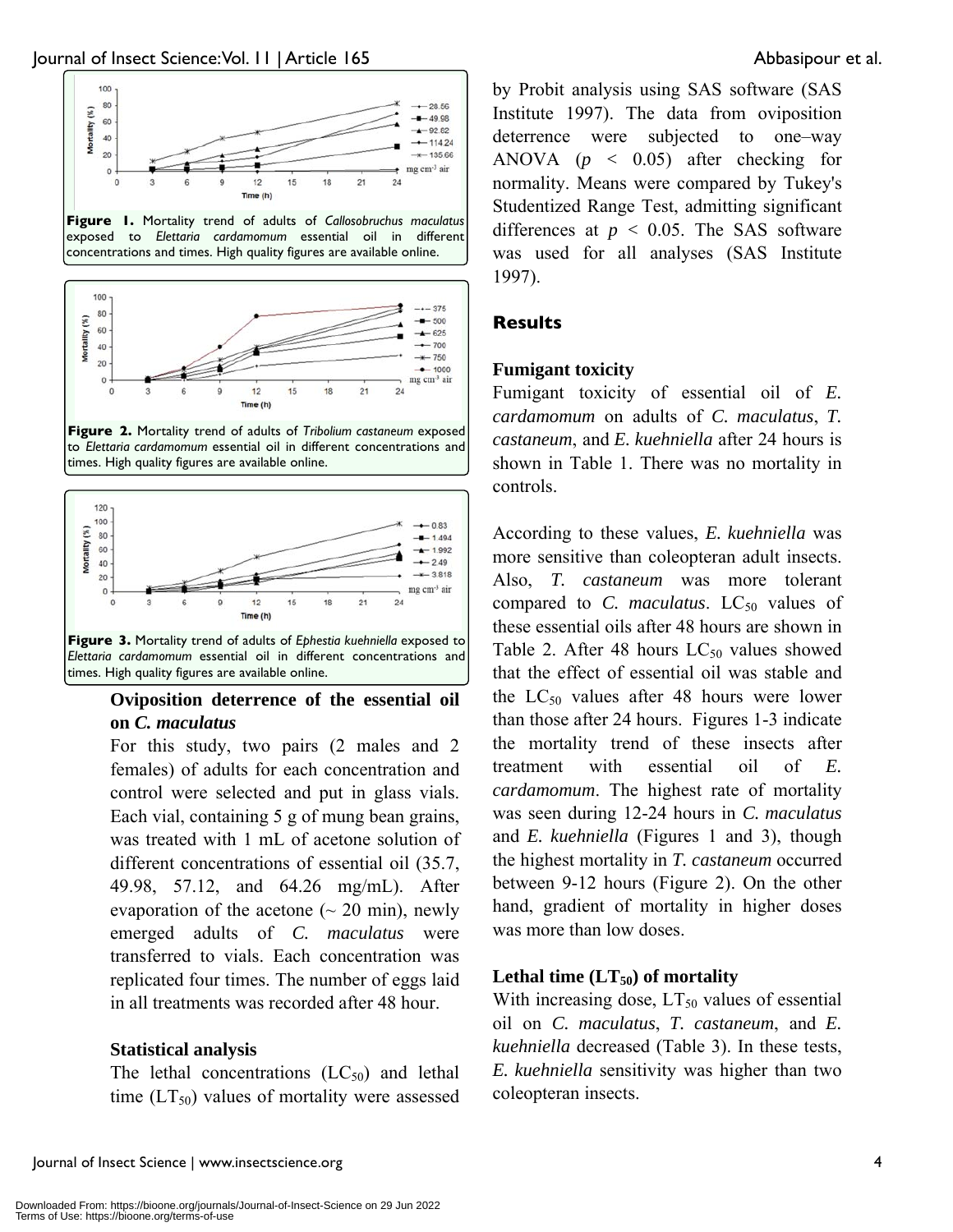Figure 1. Mortality trend of adults of *Callosobruchus maculatus* exposed to *Elettaria cardamomum* essential oil in different concentrations and times. High quality figures are available online.

Figure 2. Mortality trend of adults of *Tribolium castaneum* exposed to *Elettaria cardamomum* essential oil in different concentrations and times. High quality figures are available online.

Figure 3. Mortality trend of adults of *Ephestia kuehniella* exposed to *Elettaria cardamomum* essential oil in different concentrations and times. High quality figures are available online.

### Oviposition deterrence of the essential oil on *C. maculatus*

For this study, two pairs (2 males and 2 females) of adults for each concentration and control were selected and put in glass vials. Each vial, containing 5 g of mung bean grains, was treated with 1 mL of acetone solution of different concentrations of essential oil (35.7, 49.98, 57.12, and 64.26 mg/mL). After evaporation of the acetone (~ 20 min), newly emerged adults of *C. maculatus* were transferred to vials. Each concentration was replicated four times. The number of eggs laid in all treatments was recorded after 48 hour.

### Statistical analysis

The lethal concentrations ($LC_{50}$) and lethal time ($LT_{50}$) values of mortality were assessed by Probit analysis using SAS software (SAS Institute 1997). The data from oviposition deterrence were subjected to one–way ANOVA ($p < 0.05$) after checking for normality. Means were compared by Tukey's Studentized Range Test, admitting significant differences at $p < 0.05$. The SAS software was used for all analyses (SAS Institute 1997).

## Results

### Fumigant toxicity

Fumigant toxicity of essential oil of *E. cardamomum* on adults of *C. maculatus*, *T. castaneum*, and *E. kuehniella* after 24 hours is shown in Table 1. There was no mortality in controls.

According to these values, *E. kuehniella* was more sensitive than coleopteran adult insects. Also, *T. castaneum* was more tolerant compared to *C. maculatus*. $LC_{50}$ values of these essential oils after 48 hours are shown in Table 2. After 48 hours $LC_{50}$ values showed that the effect of essential oil was stable and the $LC_{50}$ values after 48 hours were lower than those after 24 hours. Figures 1-3 indicate the mortality trend of these insects after treatment with essential oil of *E. cardamomum*. The highest rate of mortality was seen during 12-24 hours in *C. maculatus* and *E. kuehniella* (Figures 1 and 3), though the highest mortality in *T. castaneum* occurred between 9-12 hours (Figure 2). On the other hand, gradient of mortality in higher doses was more than low doses.

### Lethal time ($LT_{50}$) of mortality

With increasing dose, $LT_{50}$ values of essential oil on *C. maculatus*, *T. castaneum*, and *E. kuehniella* decreased (Table 3). In these tests, *E. kuehniella* sensitivity was higher than two coleopteran insects.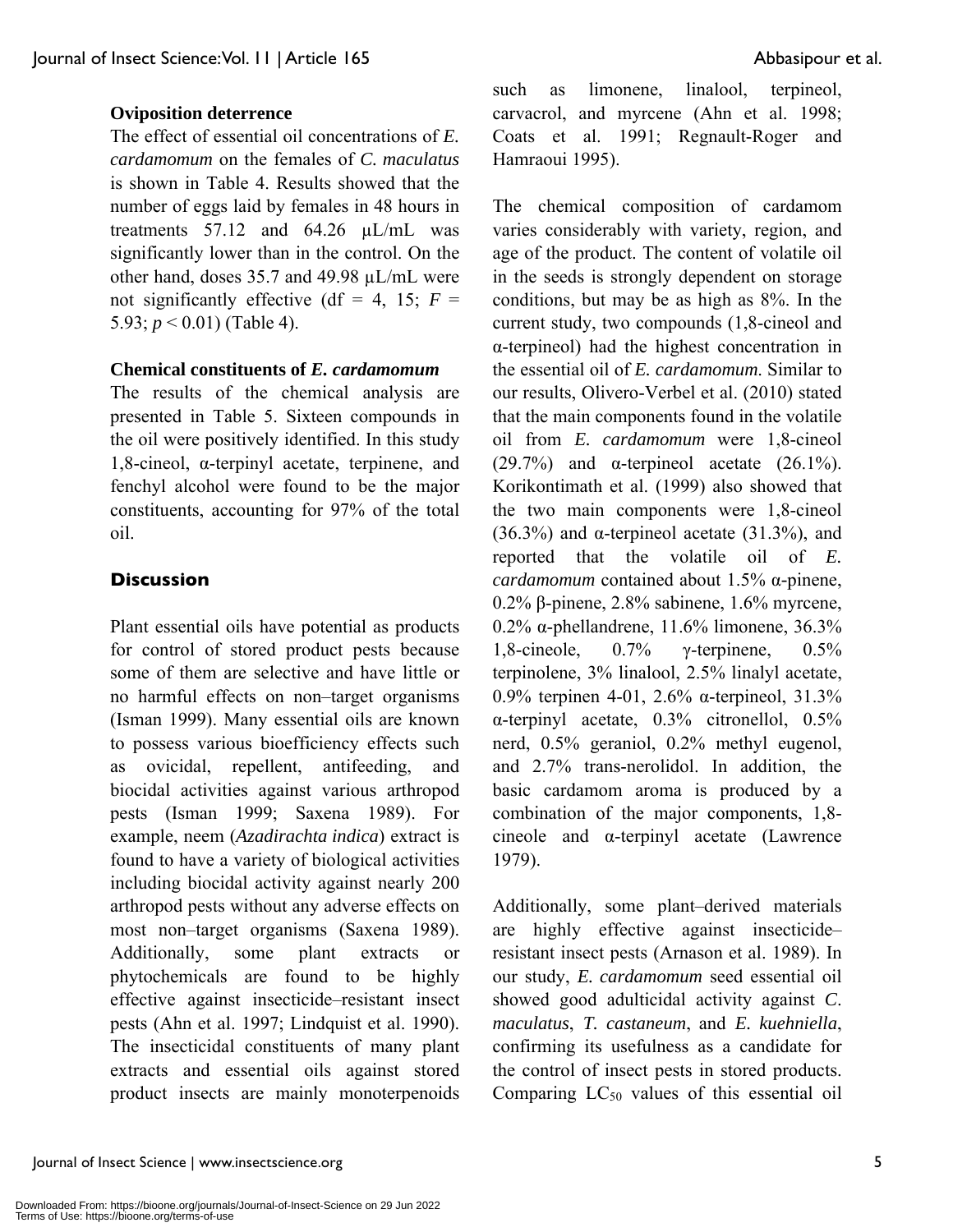### Oviposition deterrence

The effect of essential oil concentrations of *E. cardamomum* on the females of *C. maculatus* is shown in Table 4. Results showed that the number of eggs laid by females in 48 hours in treatments 57.12 and 64.26 µL/mL was significantly lower than in the control. On the other hand, doses 35.7 and 49.98 µL/mL were not significantly effective (df = 4, 15; $F = 5.93$; $p < 0.01$) (Table 4).

### Chemical constituents of *E. cardamomum*

The results of the chemical analysis are presented in Table 5. Sixteen compounds in the oil were positively identified. In this study 1,8-cineol, α-terpinyl acetate, terpinene, and fenchyl alcohol were found to be the major constituents, accounting for 97% of the total oil.

## Discussion

Plant essential oils have potential as products for control of stored product pests because some of them are selective and have little or no harmful effects on non–target organisms (Isman 1999). Many essential oils are known to possess various bioefficiency effects such as ovicidal, repellent, antifeeding, and biocidal activities against various arthropod pests (Isman 1999; Saxena 1989). For example, neem (*Azadirachta indica*) extract is found to have a variety of biological activities including biocidal activity against nearly 200 arthropod pests without any adverse effects on most non–target organisms (Saxena 1989). Additionally, some plant extracts or phytochemicals are found to be highly effective against insecticide–resistant insect pests (Ahn et al. 1997; Lindquist et al. 1990). The insecticidal constituents of many plant extracts and essential oils against stored product insects are mainly monoterpenoids such as limonene, linalool, terpineol, carvacrol, and myrcene (Ahn et al. 1998; Coats et al. 1991; Regnault-Roger and Hamraoui 1995).

The chemical composition of cardamom varies considerably with variety, region, and age of the product. The content of volatile oil in the seeds is strongly dependent on storage conditions, but may be as high as 8%. In the current study, two compounds (1,8-cineol and α-terpineol) had the highest concentration in the essential oil of *E. cardamomum*. Similar to our results, Olivero-Verbel et al. (2010) stated that the main components found in the volatile oil from *E. cardamomum* were 1,8-cineol (29.7%) and α-terpineol acetate (26.1%). Korikontimath et al. (1999) also showed that the two main components were 1,8-cineol (36.3%) and α-terpineol acetate (31.3%), and reported that the volatile oil of *E. cardamomum* contained about 1.5% α-pinene, 0.2% β-pinene, 2.8% sabinene, 1.6% myrcene, 0.2% α-phellandrene, 11.6% limonene, 36.3% 1,8-cineole, 0.7% γ-terpinene, 0.5% terpinolene, 3% linalool, 2.5% linalyl acetate, 0.9% terpinen 4-01, 2.6% α-terpineol, 31.3% α-terpinyl acetate, 0.3% citronellol, 0.5% nerd, 0.5% geraniol, 0.2% methyl eugenol, and 2.7% trans-nerolidol. In addition, the basic cardamom aroma is produced by a combination of the major components, 1,8-cineole and α-terpinyl acetate (Lawrence 1979).

Additionally, some plant–derived materials are highly effective against insecticide–resistant insect pests (Arnason et al. 1989). In our study, *E. cardamomum* seed essential oil showed good adulticidal activity against *C. maculatus*, *T. castaneum*, and *E. kuehniella*, confirming its usefulness as a candidate for the control of insect pests in stored products. Comparing $LC_{50}$ values of this essential oil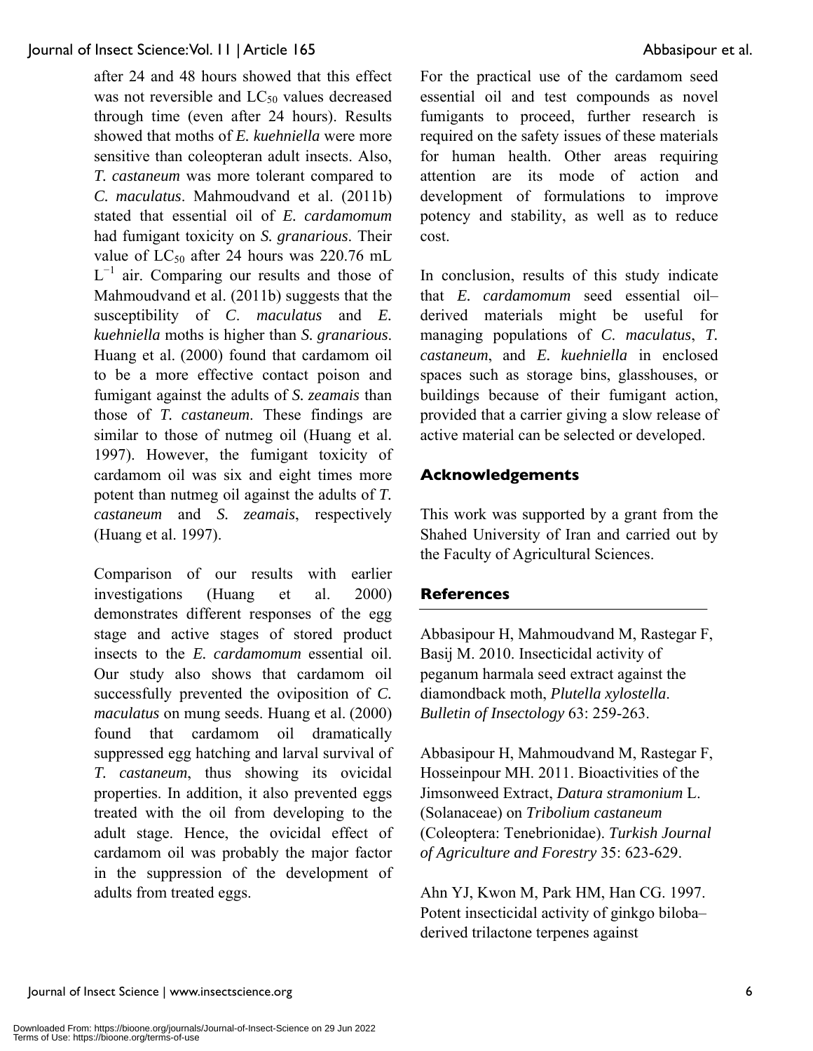after 24 and 48 hours showed that this effect was not reversible and $LC_{50}$ values decreased through time (even after 24 hours). Results showed that moths of *E. kuehniella* were more sensitive than coleopteran adult insects. Also, *T. castaneum* was more tolerant compared to *C. maculatus*. Mahmoudvand et al. (2011b) stated that essential oil of *E. cardamomum* had fumigant toxicity on *S. granarious*. Their value of $LC_{50}$ after 24 hours was 220.76 mL $L^{-1}$ air. Comparing our results and those of Mahmoudvand et al. (2011b) suggests that the susceptibility of *C. maculatus* and *E. kuehniella* moths is higher than *S. granarious*. Huang et al. (2000) found that cardamom oil to be a more effective contact poison and fumigant against the adults of *S. zeamais* than those of *T. castaneum*. These findings are similar to those of nutmeg oil (Huang et al. 1997). However, the fumigant toxicity of cardamom oil was six and eight times more potent than nutmeg oil against the adults of *T. castaneum* and *S. zeamais*, respectively (Huang et al. 1997).

Comparison of our results with earlier investigations (Huang et al. 2000) demonstrates different responses of the egg stage and active stages of stored product insects to the *E. cardamomum* essential oil. Our study also shows that cardamom oil successfully prevented the oviposition of *C. maculatus* on mung seeds. Huang et al. (2000) found that cardamom oil dramatically suppressed egg hatching and larval survival of *T. castaneum*, thus showing its ovicidal properties. In addition, it also prevented eggs treated with the oil from developing to the adult stage. Hence, the ovicidal effect of cardamom oil was probably the major factor in the suppression of the development of adults from treated eggs.

For the practical use of the cardamom seed essential oil and test compounds as novel fumigants to proceed, further research is required on the safety issues of these materials for human health. Other areas requiring attention are its mode of action and development of formulations to improve potency and stability, as well as to reduce cost.

In conclusion, results of this study indicate that *E. cardamomum* seed essential oil–derived materials might be useful for managing populations of *C. maculatus*, *T. castaneum*, and *E. kuehniella* in enclosed spaces such as storage bins, glasshouses, or buildings because of their fumigant action, provided that a carrier giving a slow release of active material can be selected or developed.

## Acknowledgements

This work was supported by a grant from the Shahed University of Iran and carried out by the Faculty of Agricultural Sciences.

## References

Abbasipour H, Mahmoudvand M, Rastegar F, Basij M. 2010. Insecticidal activity of peganum harmala seed extract against the diamondback moth, *Plutella xylostella*. *Bulletin of Insectology* 63: 259-263.

Abbasipour H, Mahmoudvand M, Rastegar F, Hosseinpour MH. 2011. Bioactivities of the Jimsonweed Extract, *Datura stramonium* L. (Solanaceae) on *Tribolium castaneum* (Coleoptera: Tenebrionidae). *Turkish Journal of Agriculture and Forestry* 35: 623-629.

Ahn YJ, Kwon M, Park HM, Han CG. 1997. Potent insecticidal activity of ginkgo biloba–derived trilactone terpenes against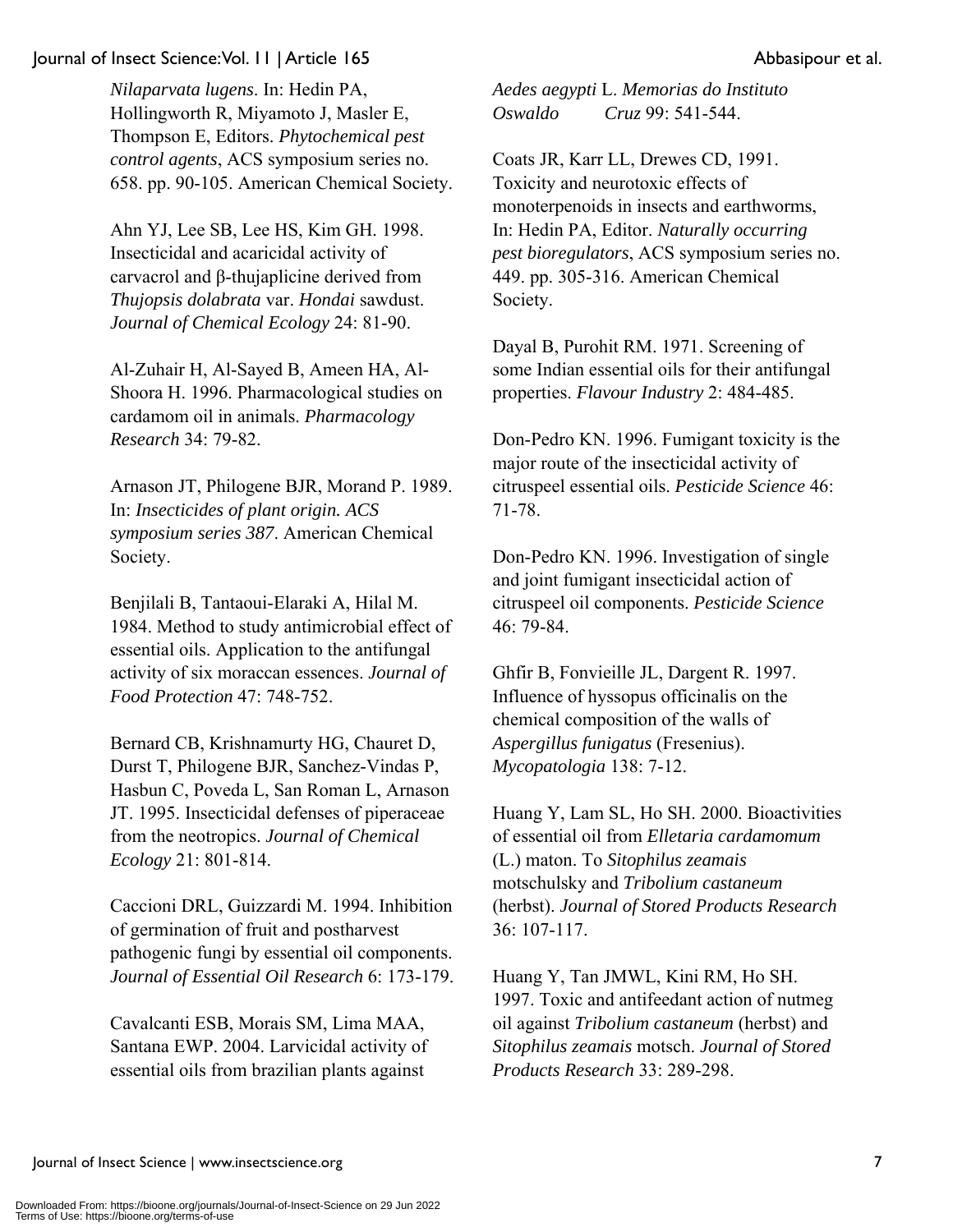*Nilaparvata lugens*. In: Hedin PA, Hollingworth R, Miyamoto J, Masler E, Thompson E, Editors. *Phytochemical pest control agents*, ACS symposium series no. 658. pp. 90-105. American Chemical Society.

Ahn YJ, Lee SB, Lee HS, Kim GH. 1998. Insecticidal and acaricidal activity of carvacrol and β-thujaplicine derived from *Thujopsis dolabrata* var. *Hondai* sawdust. *Journal of Chemical Ecology* 24: 81-90.

Al-Zuhair H, Al-Sayed B, Ameen HA, Al-Shoora H. 1996. Pharmacological studies on cardamom oil in animals. *Pharmacology Research* 34: 79-82.

Arnason JT, Philogene BJR, Morand P. 1989. In: *Insecticides of plant origin. ACS symposium series 387*. American Chemical Society.

Benjilali B, Tantaoui-Elaraki A, Hilal M. 1984. Method to study antimicrobial effect of essential oils. Application to the antifungal activity of six moraccan essences. *Journal of Food Protection* 47: 748-752.

Bernard CB, Krishnamurty HG, Chauret D, Durst T, Philogene BJR, Sanchez-Vindas P, Hasbun C, Poveda L, San Roman L, Arnason JT. 1995. Insecticidal defenses of piperaceae from the neotropics. *Journal of Chemical Ecology* 21: 801-814.

Caccioni DRL, Guizzardi M. 1994. Inhibition of germination of fruit and postharvest pathogenic fungi by essential oil components. *Journal of Essential Oil Research* 6: 173-179.

Cavalcanti ESB, Morais SM, Lima MAA, Santana EWP. 2004. Larvicidal activity of essential oils from brazilian plants against *Aedes aegypti* L. *Memorias do Instituto Oswaldo Cruz* 99: 541-544.

Coats JR, Karr LL, Drewes CD, 1991. Toxicity and neurotoxic effects of monoterpenoids in insects and earthworms, In: Hedin PA, Editor. *Naturally occurring pest bioregulators*, ACS symposium series no. 449. pp. 305-316. American Chemical Society.

Dayal B, Purohit RM. 1971. Screening of some Indian essential oils for their antifungal properties. *Flavour Industry* 2: 484-485.

Don-Pedro KN. 1996. Fumigant toxicity is the major route of the insecticidal activity of citruspeel essential oils. *Pesticide Science* 46: 71-78.

Don-Pedro KN. 1996. Investigation of single and joint fumigant insecticidal action of citruspeel oil components. *Pesticide Science* 46: 79-84.

Ghfir B, Fonvieille JL, Dargent R. 1997. Influence of hyssopus officinalis on the chemical composition of the walls of *Aspergillus funigatus* (Fresenius). *Mycopatologia* 138: 7-12.

Huang Y, Lam SL, Ho SH. 2000. Bioactivities of essential oil from *Elletaria cardamomum* (L.) maton. To *Sitophilus zeamais* motschulsky and *Tribolium castaneum* (herbst). *Journal of Stored Products Research* 36: 107-117.

Huang Y, Tan JMWL, Kini RM, Ho SH. 1997. Toxic and antifeedant action of nutmeg oil against *Tribolium castaneum* (herbst) and *Sitophilus zeamais* motsch. *Journal of Stored Products Research* 33: 289-298.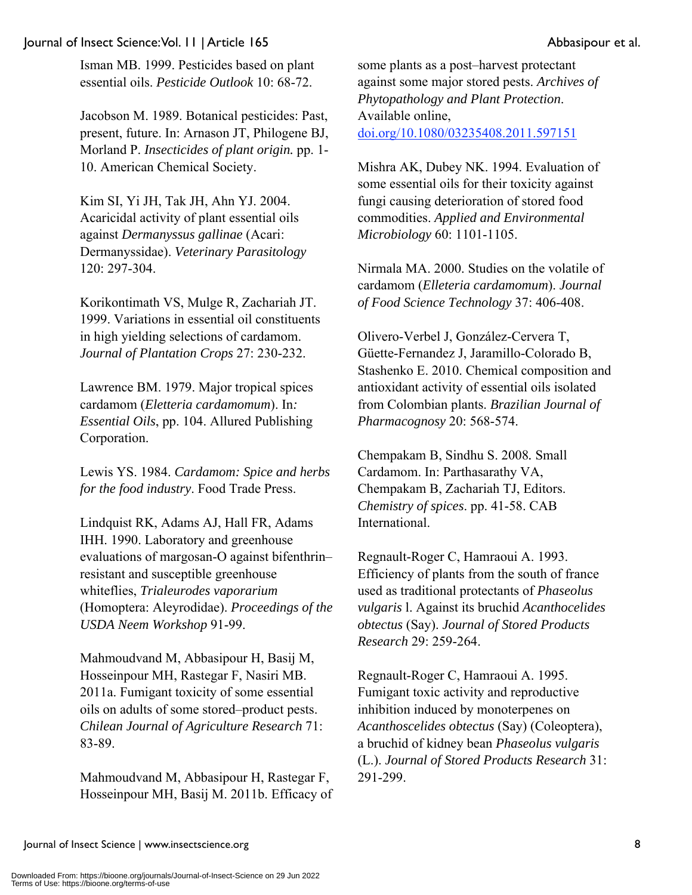Isman MB. 1999. Pesticides based on plant essential oils. *Pesticide Outlook* 10: 68-72.

Jacobson M. 1989. Botanical pesticides: Past, present, future. In: Arnason JT, Philogene BJ, Morland P. *Insecticides of plant origin.* pp. 1-10. American Chemical Society.

Kim SI, Yi JH, Tak JH, Ahn YJ. 2004. Acaricidal activity of plant essential oils against *Dermanyssus gallinae* (Acari: Dermanyssidae). *Veterinary Parasitology* 120: 297-304.

Korikontimath VS, Mulge R, Zachariah JT. 1999. Variations in essential oil constituents in high yielding selections of cardamom. *Journal of Plantation Crops* 27: 230-232.

Lawrence BM. 1979. Major tropical spices cardamom (*Eletteria cardamomum*). In*: Essential Oils*, pp. 104. Allured Publishing Corporation.

Lewis YS. 1984. *Cardamom: Spice and herbs for the food industry*. Food Trade Press.

Lindquist RK, Adams AJ, Hall FR, Adams IHH. 1990. Laboratory and greenhouse evaluations of margosan-O against bifenthrin–resistant and susceptible greenhouse whiteflies, *Trialeurodes vaporarium* (Homoptera: Aleyrodidae). *Proceedings of the USDA Neem Workshop* 91-99.

Mahmoudvand M, Abbasipour H, Basij M, Hosseinpour MH, Rastegar F, Nasiri MB. 2011a. Fumigant toxicity of some essential oils on adults of some stored–product pests. *Chilean Journal of Agriculture Research* 71: 83-89.

Mahmoudvand M, Abbasipour H, Rastegar F, Hosseinpour MH, Basij M. 2011b. Efficacy of some plants as a post–harvest protectant against some major stored pests. *Archives of Phytopathology and Plant Protection*. Available online, doi.org/10.1080/03235408.2011.597151

Mishra AK, Dubey NK. 1994. Evaluation of some essential oils for their toxicity against fungi causing deterioration of stored food commodities. *Applied and Environmental Microbiology* 60: 1101-1105.

Nirmala MA. 2000. Studies on the volatile of cardamom (*Elleteria cardamomum*). *Journal of Food Science Technology* 37: 406-408.

Olivero-Verbel J, González-Cervera T, Güette-Fernandez J, Jaramillo-Colorado B, Stashenko E. 2010. Chemical composition and antioxidant activity of essential oils isolated from Colombian plants. *Brazilian Journal of Pharmacognosy* 20: 568-574.

Chempakam B, Sindhu S. 2008. Small Cardamom. In: Parthasarathy VA, Chempakam B, Zachariah TJ, Editors. *Chemistry of spices*. pp. 41-58. CAB International.

Regnault-Roger C, Hamraoui A. 1993. Efficiency of plants from the south of france used as traditional protectants of *Phaseolus vulgaris* l. Against its bruchid *Acanthocelides obtectus* (Say). *Journal of Stored Products Research* 29: 259-264.

Regnault-Roger C, Hamraoui A. 1995. Fumigant toxic activity and reproductive inhibition induced by monoterpenes on *Acanthoscelides obtectus* (Say) (Coleoptera), a bruchid of kidney bean *Phaseolus vulgaris* (L.). *Journal of Stored Products Research* 31: 291-299.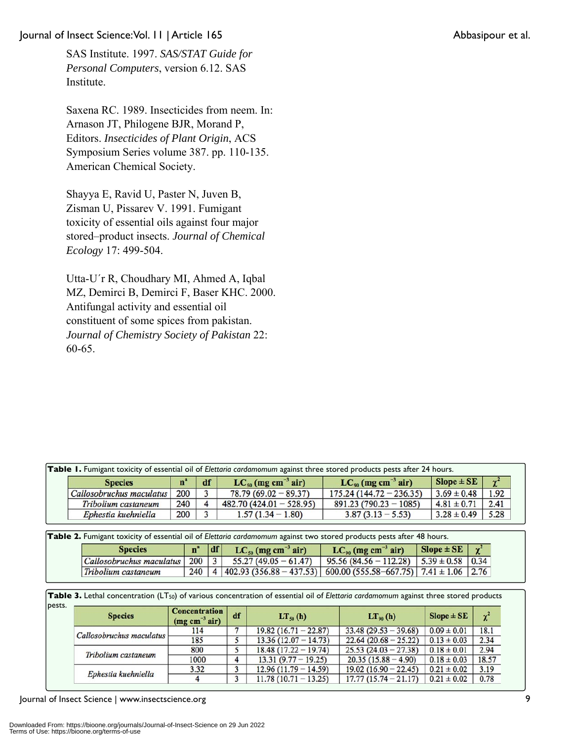SAS Institute. 1997. *SAS/STAT Guide for Personal Computers*, version 6.12. SAS Institute.

Saxena RC. 1989. Insecticides from neem. In: Arnason JT, Philogene BJR, Morand P, Editors. *Insecticides of Plant Origin*, ACS Symposium Series volume 387. pp. 110-135. American Chemical Society.

Shayya E, Ravid U, Paster N, Juven B, Zisman U, Pissarev V. 1991. Fumigant toxicity of essential oils against four major stored–product insects. *Journal of Chemical Ecology* 17: 499-504.

Utta-U´r R, Choudhary MI, Ahmed A, Iqbal MZ, Demirci B, Demirci F, Baser KHC. 2000. Antifungal activity and essential oil constituent of some spices from pakistan. *Journal of Chemistry Society of Pakistan* 22: 60-65.

**Table 1.** Fumigant toxicity of essential oil of *Elettaria cardamomum* against three stored products pests after 24 hours.

| Species | $n^a$ | df | $LC_{50}$ (mg $cm^{-3}$ air) | $LC_{90}$ (mg $cm^{-3}$ air) | Slope ± SE | $\chi^2$ |
|---|---|---|---|---|---|---|
| *Callosobruchus maculatus* | 200 | 3 | 78.79 (69.02 – 89.37) | 175.24 (144.72 – 236.35) | 3.69 ± 0.48 | 1.92 |
| *Tribolium castaneum* | 240 | 4 | 482.70 (424.01 – 528.95) | 891.23 (790.23 – 1085) | 4.81 ± 0.71 | 2.41 |
| *Ephestia kuehniella* | 200 | 3 | 1.57 (1.34 – 1.80) | 3.87 (3.13 – 5.53) | 3.28 ± 0.49 | 5.28 |

**Table 2.** Fumigant toxicity of essential oil of *Elettaria cardamomum* against two stored products pests after 48 hours.

| Species | $n^a$ | df | $LC_{50}$ (mg $cm^{-3}$ air) | $LC_{90}$ (mg $cm^{-3}$ air) | Slope ± SE | $\chi^2$ |
|---|---|---|---|---|---|---|
| *Callosobruchus maculatus* | 200 | 3 | 55.27 (49.05 – 61.47) | 95.56 (84.56 – 112.28) | 5.39 ± 0.58 | 0.34 |
| *Tribolium castaneum* | 240 | 4 | 402.93 (356.88 – 437.53) | 600.00 (555.58–667.75) | 7.41 ± 1.06 | 2.76 |

**Table 3.** Lethal concentration ($LT_{50}$) of various concentration of essential oil of *Elettaria cardamomum* against three stored products pests.

| Species | Concentration (mg $cm^{-3}$ air) | df | $LT_{50}$ (h) | $LT_{90}$ (h) | Slope ± SE | $\chi^2$ |
|---|---|---|---|---|---|---|
| *Callosobruchus maculatus* | 114 | 7 | 19.82 (16.71 – 22.87) | 33.48 (29.53 – 39.68) | 0.09 ± 0.01 | 18.1 |
| | 185 | 5 | 13.36 (12.07 – 14.73) | 22.64 (20.68 – 25.22) | 0.13 ± 0.03 | 2.34 |
| *Tribolium castaneum* | 800 | 5 | 18.48 (17.22 – 19.74) | 25.53 (24.03 – 27.38) | 0.18 ± 0.01 | 2.94 |
| | 1000 | 4 | 13.31 (9.77 – 19.25) | 20.35 (15.88 – 4.90) | 0.18 ± 0.03 | 18.57 |
| *Ephestia kuehniella* | 3.32 | 3 | 12.96 (11.79 – 14.59) | 19.02 (16.90 – 22.45) | 0.21 ± 0.02 | 3.19 |
| | 4 | 3 | 11.78 (10.71 – 13.25) | 17.77 (15.74 – 21.17) | 0.21 ± 0.02 | 0.78 |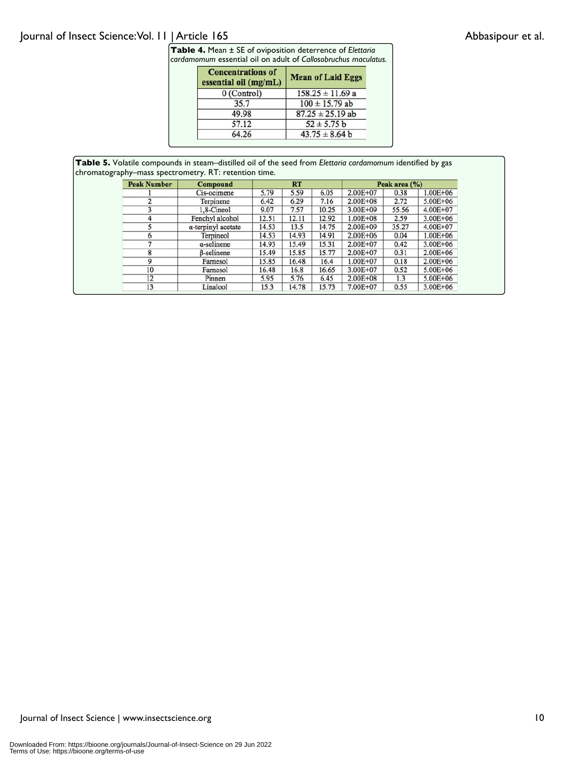**Table 4.** Mean ± SE of oviposition deterrence of *Elettaria cardamomum* essential oil on adult of *Callosobruchus maculatus.*

| Concentrations of essential oil (mg/mL) | Mean of Laid Eggs |
|---|---|
| 0 (Control) | 158.25 ± 11.69 a |
| 35.7 | 100 ± 15.79 ab |
| 49.98 | 87.25 ± 25.19 ab |
| 57.12 | 52 ± 5.75 b |
| 64.26 | 43.75 ± 8.64 b |

**Table 5.** Volatile compounds in steam–distilled oil of the seed from *Elettaria cardamomum* identified by gas chromatography–mass spectrometry. RT: retention time.

| Peak Number | Compound | RT | | | Peak area (%) | | |
|---|---|---|---|---|---|---|---|
| 1 | Cis-ocimene | 5.79 | 5.59 | 6.05 | 2.00E+07 | 0.38 | 1.00E+06 |
| 2 | Terpinene | 6.42 | 6.29 | 7.16 | 2.00E+08 | 2.72 | 5.00E+06 |
| 3 | 1,8-Cineol | 9.07 | 7.57 | 10.25 | 3.00E+09 | 55.56 | 4.00E+07 |
| 4 | Fenchyl alcohol | 12.51 | 12.11 | 12.92 | 1.00E+08 | 2.59 | 3.00E+06 |
| 5 | α-terpinyl acetate | 14.53 | 13.5 | 14.75 | 2.00E+09 | 35.27 | 4.00E+07 |
| 6 | Terpineol | 14.53 | 14.93 | 14.91 | 2.00E+06 | 0.04 | 1.00E+06 |
| 7 | α-selinene | 14.93 | 15.49 | 15.31 | 2.00E+07 | 0.42 | 3.00E+06 |
| 8 | β-selinene | 15.49 | 15.85 | 15.77 | 2.00E+07 | 0.31 | 2.00E+06 |
| 9 | Farnesol | 15.85 | 16.48 | 16.4 | 1.00E+07 | 0.18 | 2.00E+06 |
| 10 | Farnesol | 16.48 | 16.8 | 16.65 | 3.00E+07 | 0.52 | 5.00E+06 |
| 12 | Pinnen | 5.95 | 5.76 | 6.45 | 2.00E+08 | 1.3 | 5.00E+06 |
| 13 | Linalool | 15.3 | 14.78 | 15.73 | 7.00E+07 | 0.55 | 3.00E+06 |